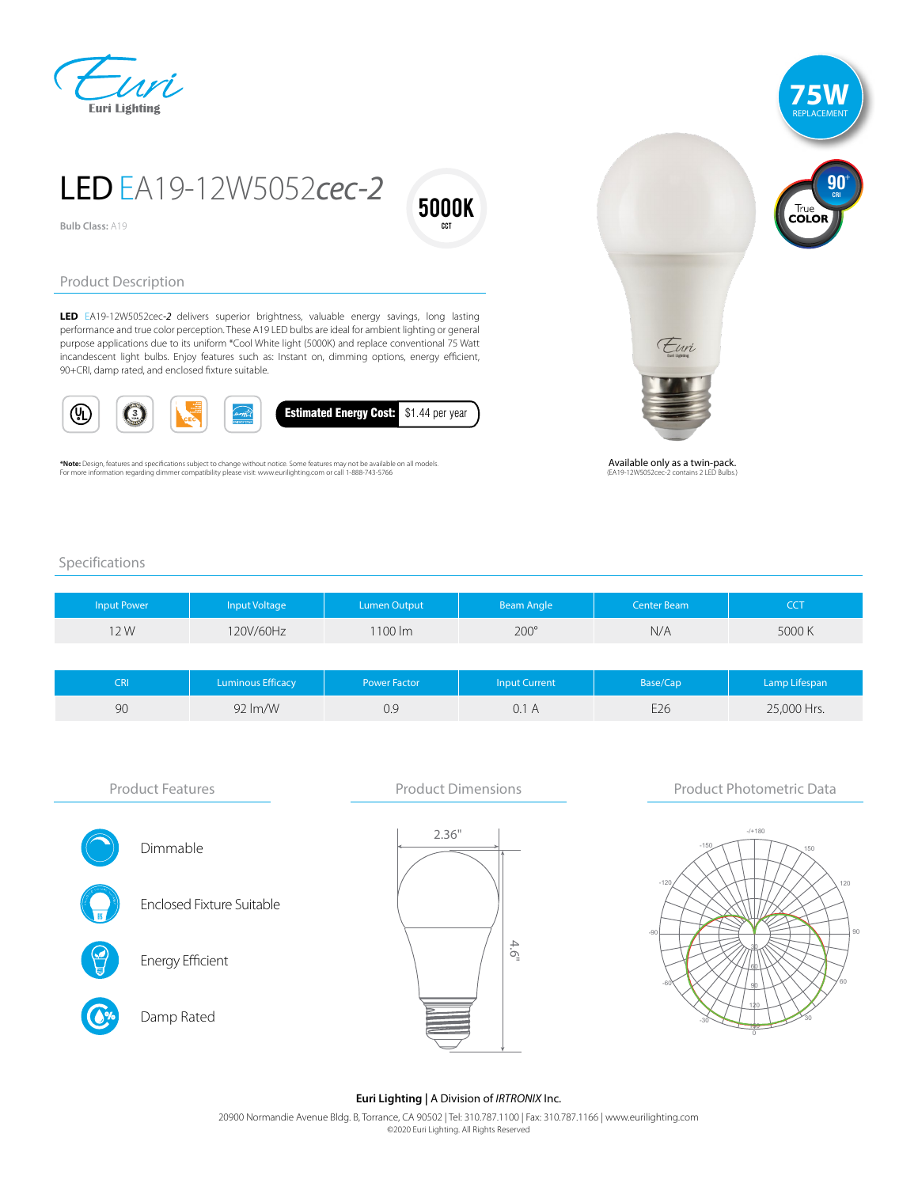Euri Lighting

# LED EA19-12W5052*cec-2*

**Bulb Class:** A19

5000K CCT

75W REPLACEMENT

90+ CRI True COLOR

## Product Description

**LED** EA19-12W5052cec-*2* delivers superior brightness, valuable energy savings, long lasting performance and true color perception. These A19 LED bulbs are ideal for ambient lighting or general purpose applications due to its uniform *Cool White light (5000K) and replace conventional 75 Watt incandescent light bulbs. Enjoy features such as: Instant on, dimming options, energy efficient, 90+CRI, damp rated, and enclosed fixture suitable.

**Estimated Energy Cost:** $1.44 per year

***Note:** Design, features and specifications subject to change without notice. Some features may not be available on all models.
For more information regarding dimmer compatibility please visit: www.eurilighting.com or call 1-888-743-5766

Available only as a twin-pack.
(EA19-12W5052cec-2 contains 2 LED Bulbs.)

## Specifications

| Input Power | Input Voltage | Lumen Output | Beam Angle | Center Beam | CCT |
|---|---|---|---|---|---|
| 12 W | 120V/60Hz | 1100 lm | 200° | N/A | 5000 K |

| CRI | Luminous Efficacy | Power Factor | Input Current | Base/Cap | Lamp Lifespan |
|---|---|---|---|---|---|
| 90 | 92 lm/W | 0.9 | 0.1 A | E26 | 25,000 Hrs. |

## Product Features

- Dimmable
- Enclosed Fixture Suitable
- Energy Efficient
- Damp Rated

## Product Dimensions

2.36"

4.6"

## Product Photometric Data

**Euri Lighting** | A Division of *IRTRONIX* Inc.

20900 Normandie Avenue Bldg. B, Torrance, CA 90502 | Tel: 310.787.1100 | Fax: 310.787.1166 | www.eurilighting.com

©2020 Euri Lighting. All Rights Reserved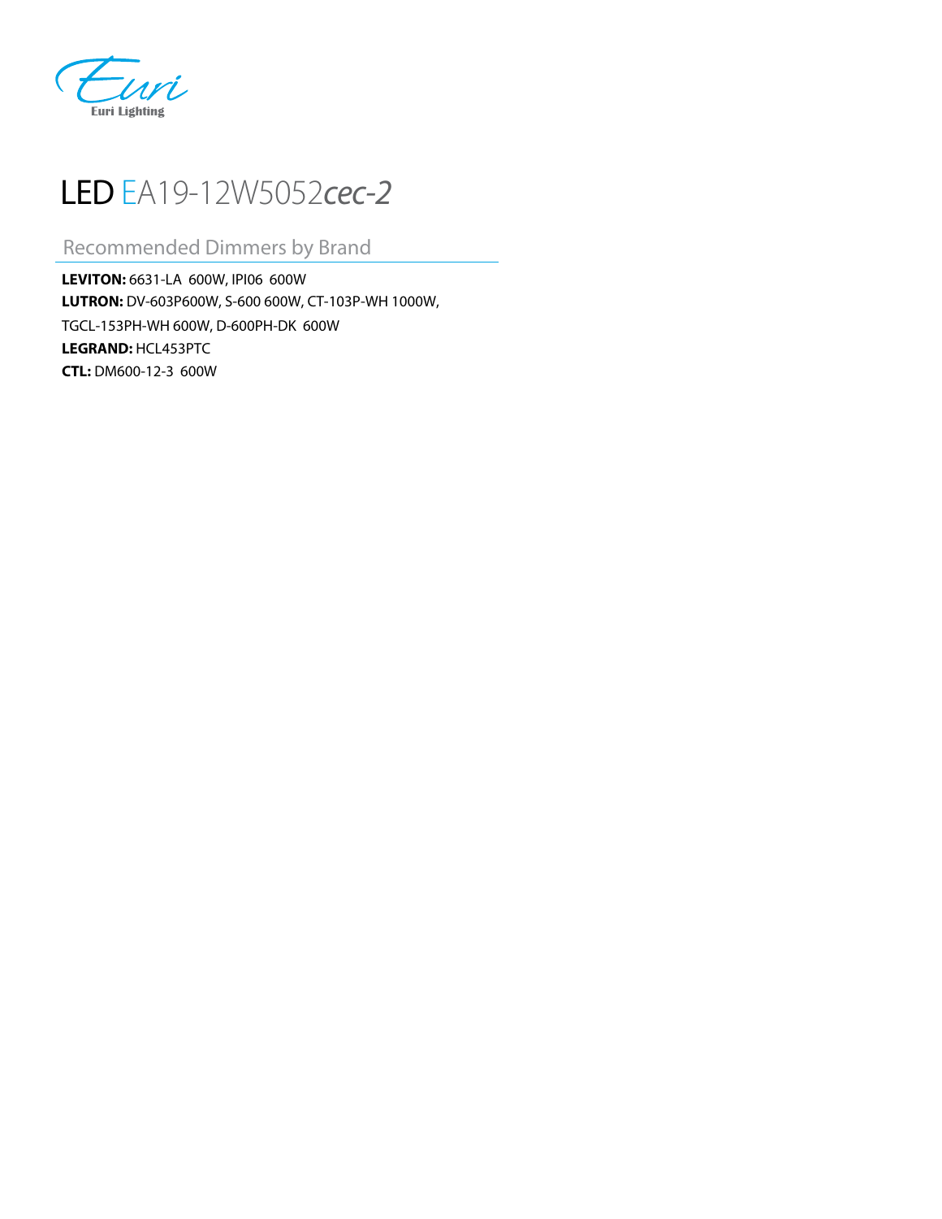Euri Lighting

# LED EA19-12W5052*cec-2*

## Recommended Dimmers by Brand

**LEVITON:** 6631-LA 600W, IPI06 600W
**LUTRON:** DV-603P600W, S-600 600W, CT-103P-WH 1000W,
TGCL-153PH-WH 600W, D-600PH-DK 600W
**LEGRAND:** HCL453PTC
**CTL:** DM600-12-3 600W